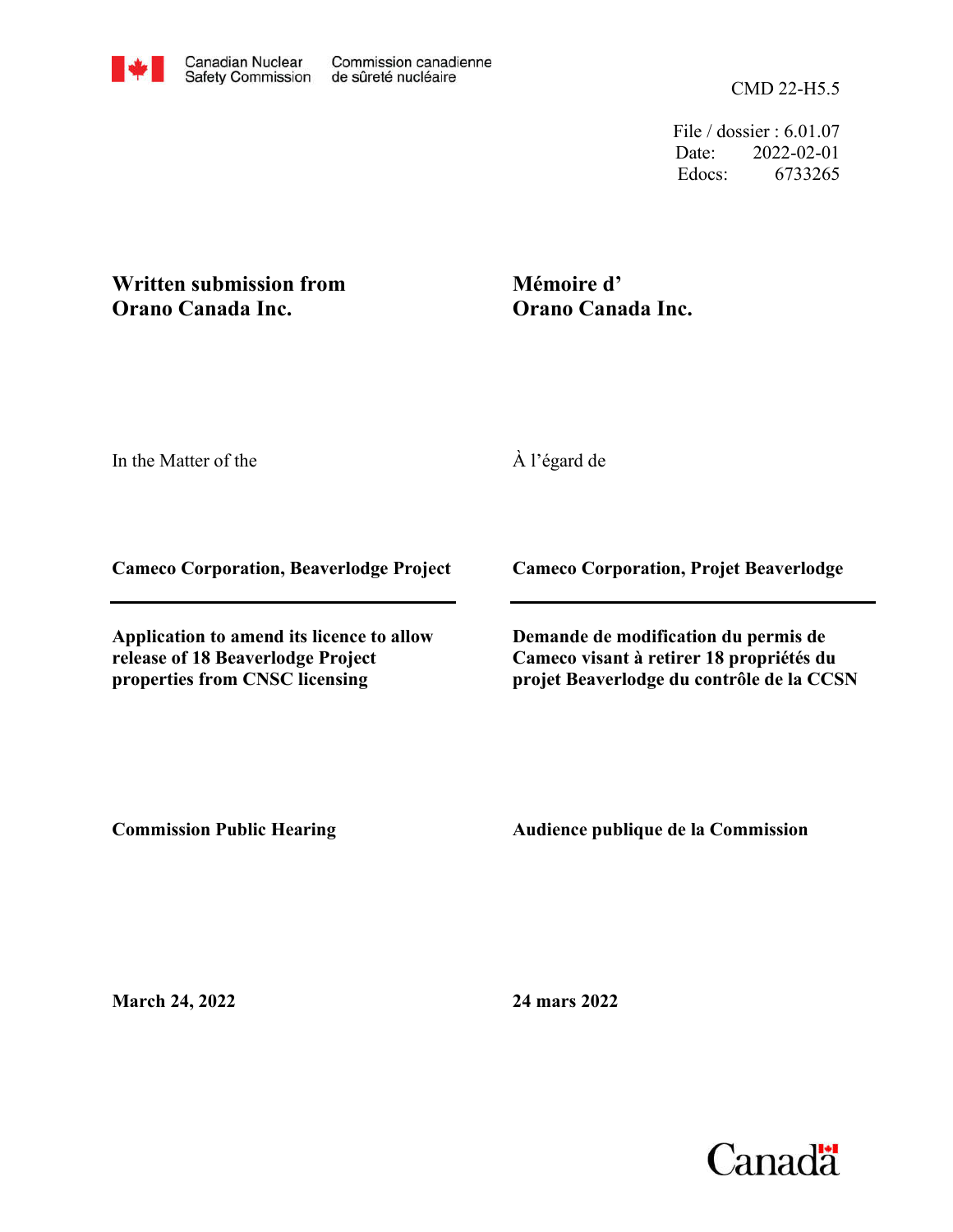Canadian Nuclear Safety Commission / Commission canadienne de sûreté nucléaire

CMD 22-H5.5

File / dossier : 6.01.07
Date: 2022-02-01
Edocs: 6733265

**Written submission from Orano Canada Inc.**

**Mémoire d' Orano Canada Inc.**

In the Matter of the

À l'égard de

**Cameco Corporation, Beaverlodge Project**

**Cameco Corporation, Projet Beaverlodge**

**Application to amend its licence to allow release of 18 Beaverlodge Project properties from CNSC licensing**

**Demande de modification du permis de Cameco visant à retirer 18 propriétés du projet Beaverlodge du contrôle de la CCSN**

**Commission Public Hearing**

**Audience publique de la Commission**

**March 24, 2022**

**24 mars 2022**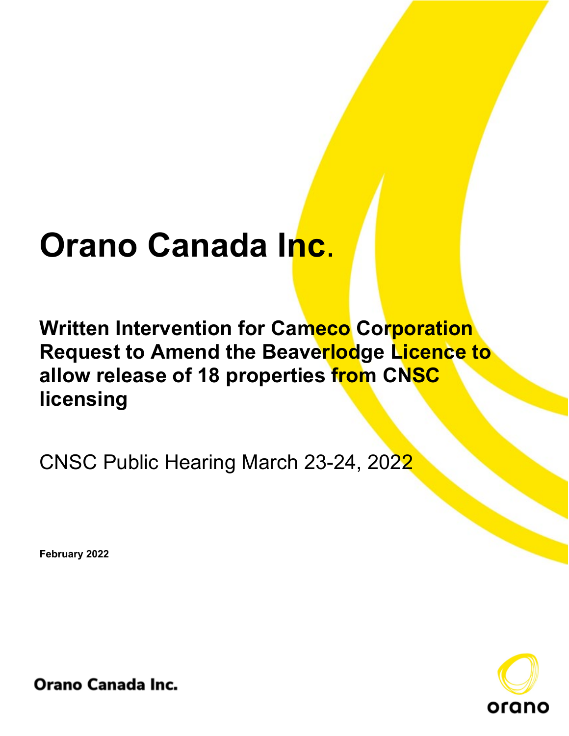# Orano Canada Inc.

## Written Intervention for Cameco Corporation Request to Amend the Beaverlodge Licence to allow release of 18 properties from CNSC licensing

CNSC Public Hearing March 23-24, 2022

**February 2022**

Orano Canada Inc.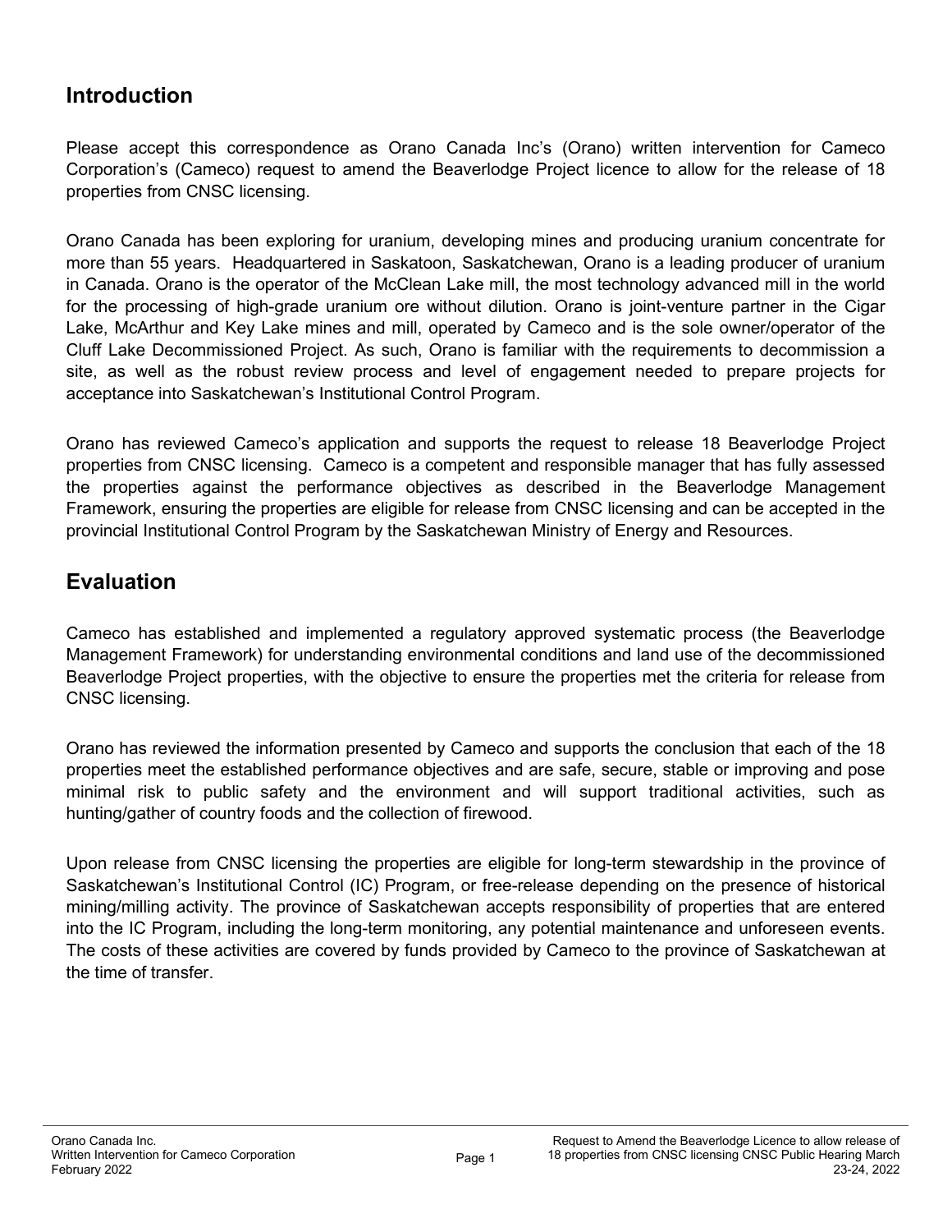## Introduction

Please accept this correspondence as Orano Canada Inc's (Orano) written intervention for Cameco Corporation's (Cameco) request to amend the Beaverlodge Project licence to allow for the release of 18 properties from CNSC licensing.

Orano Canada has been exploring for uranium, developing mines and producing uranium concentrate for more than 55 years. Headquartered in Saskatoon, Saskatchewan, Orano is a leading producer of uranium in Canada. Orano is the operator of the McClean Lake mill, the most technology advanced mill in the world for the processing of high-grade uranium ore without dilution. Orano is joint-venture partner in the Cigar Lake, McArthur and Key Lake mines and mill, operated by Cameco and is the sole owner/operator of the Cluff Lake Decommissioned Project. As such, Orano is familiar with the requirements to decommission a site, as well as the robust review process and level of engagement needed to prepare projects for acceptance into Saskatchewan's Institutional Control Program.

Orano has reviewed Cameco's application and supports the request to release 18 Beaverlodge Project properties from CNSC licensing. Cameco is a competent and responsible manager that has fully assessed the properties against the performance objectives as described in the Beaverlodge Management Framework, ensuring the properties are eligible for release from CNSC licensing and can be accepted in the provincial Institutional Control Program by the Saskatchewan Ministry of Energy and Resources.

## Evaluation

Cameco has established and implemented a regulatory approved systematic process (the Beaverlodge Management Framework) for understanding environmental conditions and land use of the decommissioned Beaverlodge Project properties, with the objective to ensure the properties met the criteria for release from CNSC licensing.

Orano has reviewed the information presented by Cameco and supports the conclusion that each of the 18 properties meet the established performance objectives and are safe, secure, stable or improving and pose minimal risk to public safety and the environment and will support traditional activities, such as hunting/gather of country foods and the collection of firewood.

Upon release from CNSC licensing the properties are eligible for long-term stewardship in the province of Saskatchewan's Institutional Control (IC) Program, or free-release depending on the presence of historical mining/milling activity. The province of Saskatchewan accepts responsibility of properties that are entered into the IC Program, including the long-term monitoring, any potential maintenance and unforeseen events. The costs of these activities are covered by funds provided by Cameco to the province of Saskatchewan at the time of transfer.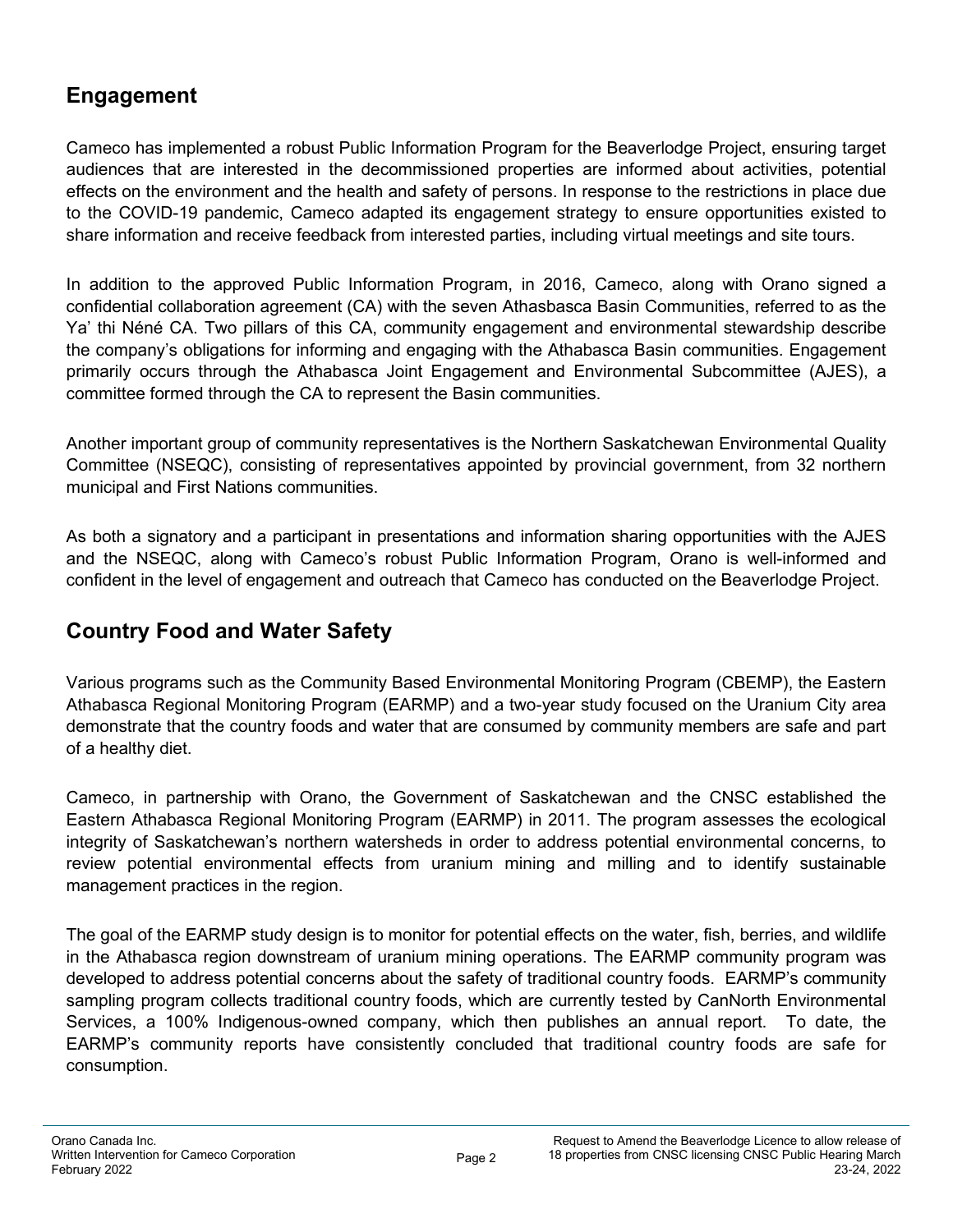## Engagement

Cameco has implemented a robust Public Information Program for the Beaverlodge Project, ensuring target audiences that are interested in the decommissioned properties are informed about activities, potential effects on the environment and the health and safety of persons. In response to the restrictions in place due to the COVID-19 pandemic, Cameco adapted its engagement strategy to ensure opportunities existed to share information and receive feedback from interested parties, including virtual meetings and site tours.

In addition to the approved Public Information Program, in 2016, Cameco, along with Orano signed a confidential collaboration agreement (CA) with the seven Athasbasca Basin Communities, referred to as the Ya' thi Néné CA. Two pillars of this CA, community engagement and environmental stewardship describe the company's obligations for informing and engaging with the Athabasca Basin communities. Engagement primarily occurs through the Athabasca Joint Engagement and Environmental Subcommittee (AJES), a committee formed through the CA to represent the Basin communities.

Another important group of community representatives is the Northern Saskatchewan Environmental Quality Committee (NSEQC), consisting of representatives appointed by provincial government, from 32 northern municipal and First Nations communities.

As both a signatory and a participant in presentations and information sharing opportunities with the AJES and the NSEQC, along with Cameco's robust Public Information Program, Orano is well-informed and confident in the level of engagement and outreach that Cameco has conducted on the Beaverlodge Project.

## Country Food and Water Safety

Various programs such as the Community Based Environmental Monitoring Program (CBEMP), the Eastern Athabasca Regional Monitoring Program (EARMP) and a two-year study focused on the Uranium City area demonstrate that the country foods and water that are consumed by community members are safe and part of a healthy diet.

Cameco, in partnership with Orano, the Government of Saskatchewan and the CNSC established the Eastern Athabasca Regional Monitoring Program (EARMP) in 2011. The program assesses the ecological integrity of Saskatchewan's northern watersheds in order to address potential environmental concerns, to review potential environmental effects from uranium mining and milling and to identify sustainable management practices in the region.

The goal of the EARMP study design is to monitor for potential effects on the water, fish, berries, and wildlife in the Athabasca region downstream of uranium mining operations. The EARMP community program was developed to address potential concerns about the safety of traditional country foods. EARMP's community sampling program collects traditional country foods, which are currently tested by CanNorth Environmental Services, a 100% Indigenous-owned company, which then publishes an annual report. To date, the EARMP's community reports have consistently concluded that traditional country foods are safe for consumption.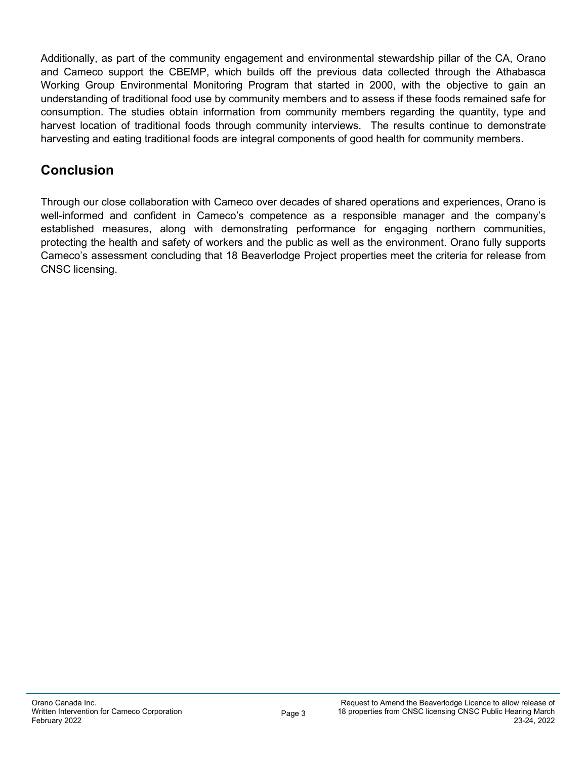Additionally, as part of the community engagement and environmental stewardship pillar of the CA, Orano and Cameco support the CBEMP, which builds off the previous data collected through the Athabasca Working Group Environmental Monitoring Program that started in 2000, with the objective to gain an understanding of traditional food use by community members and to assess if these foods remained safe for consumption. The studies obtain information from community members regarding the quantity, type and harvest location of traditional foods through community interviews. The results continue to demonstrate harvesting and eating traditional foods are integral components of good health for community members.

## Conclusion

Through our close collaboration with Cameco over decades of shared operations and experiences, Orano is well-informed and confident in Cameco's competence as a responsible manager and the company's established measures, along with demonstrating performance for engaging northern communities, protecting the health and safety of workers and the public as well as the environment. Orano fully supports Cameco's assessment concluding that 18 Beaverlodge Project properties meet the criteria for release from CNSC licensing.